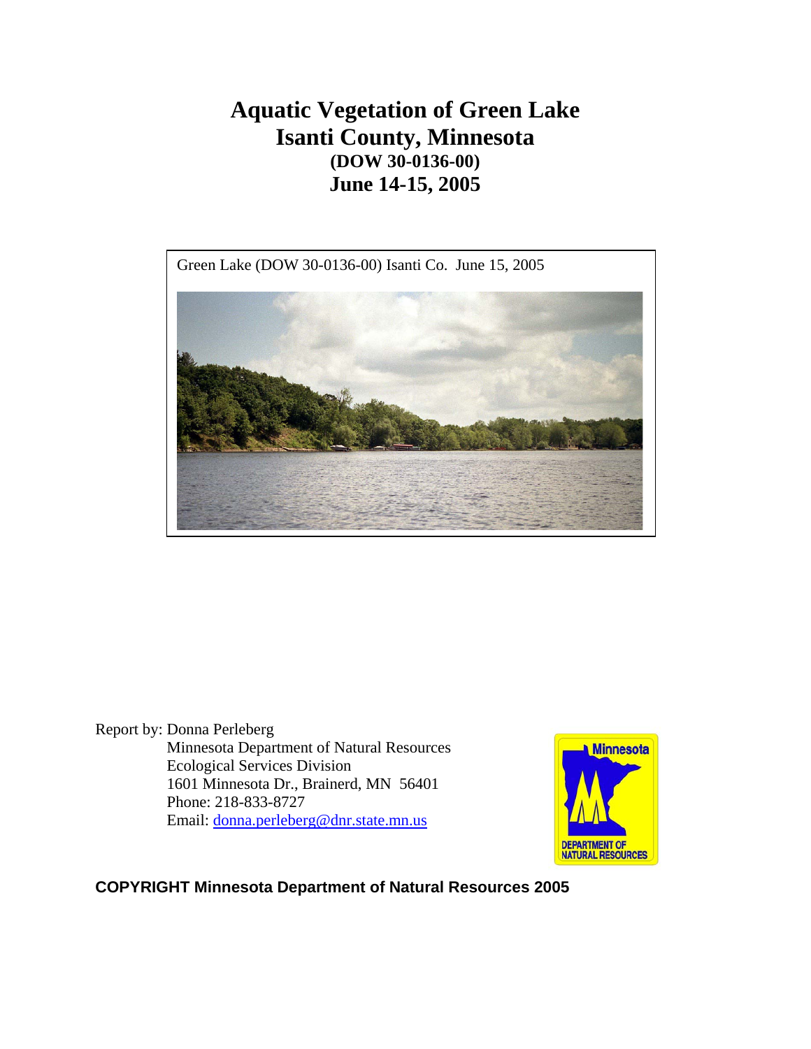# Aquatic Vegetation of Green Lake
# Isanti County, Minnesota
### (DOW 30-0136-00)
## June 14-15, 2005

Green Lake (DOW 30-0136-00) Isanti Co. June 15, 2005

Report by: Donna Perleberg
Minnesota Department of Natural Resources
Ecological Services Division
1601 Minnesota Dr., Brainerd, MN 56401
Phone: 218-833-8727
Email: donna.perleberg@dnr.state.mn.us

**COPYRIGHT Minnesota Department of Natural Resources 2005**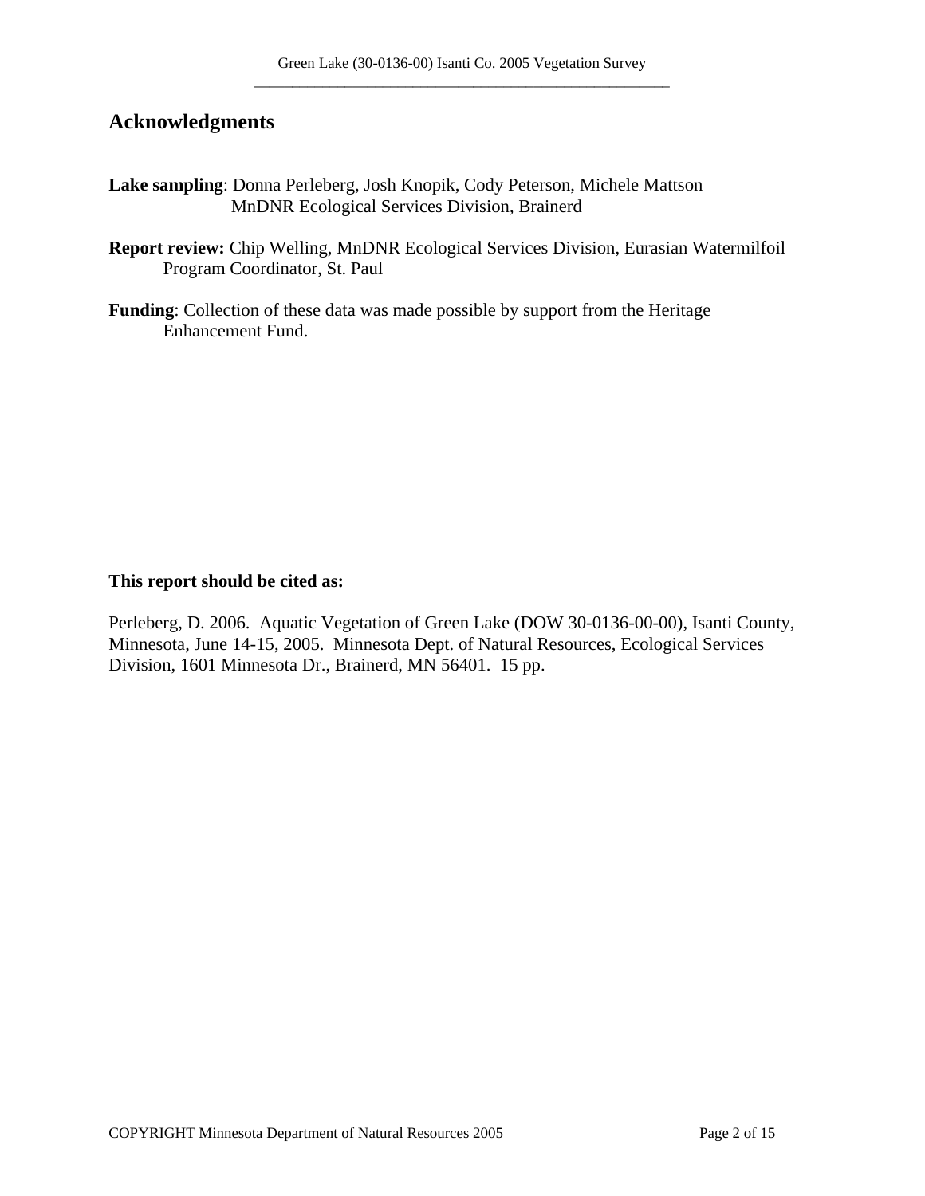## Acknowledgments

**Lake sampling**: Donna Perleberg, Josh Knopik, Cody Peterson, Michele Mattson
MnDNR Ecological Services Division, Brainerd

**Report review:** Chip Welling, MnDNR Ecological Services Division, Eurasian Watermilfoil Program Coordinator, St. Paul

**Funding**: Collection of these data was made possible by support from the Heritage Enhancement Fund.

**This report should be cited as:**

Perleberg, D. 2006. Aquatic Vegetation of Green Lake (DOW 30-0136-00-00), Isanti County, Minnesota, June 14-15, 2005. Minnesota Dept. of Natural Resources, Ecological Services Division, 1601 Minnesota Dr., Brainerd, MN 56401. 15 pp.

COPYRIGHT Minnesota Department of Natural Resources 2005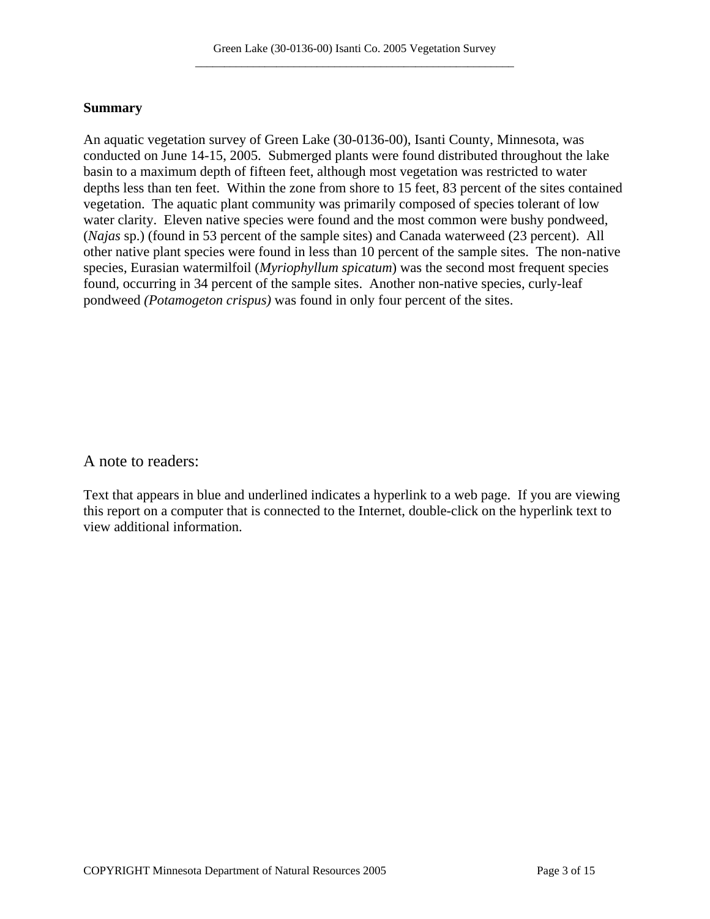**Summary**

An aquatic vegetation survey of Green Lake (30-0136-00), Isanti County, Minnesota, was conducted on June 14-15, 2005. Submerged plants were found distributed throughout the lake basin to a maximum depth of fifteen feet, although most vegetation was restricted to water depths less than ten feet. Within the zone from shore to 15 feet, 83 percent of the sites contained vegetation. The aquatic plant community was primarily composed of species tolerant of low water clarity. Eleven native species were found and the most common were bushy pondweed, (*Najas* sp.) (found in 53 percent of the sample sites) and Canada waterweed (23 percent). All other native plant species were found in less than 10 percent of the sample sites. The non-native species, Eurasian watermilfoil (*Myriophyllum spicatum*) was the second most frequent species found, occurring in 34 percent of the sample sites. Another non-native species, curly-leaf pondweed *(Potamogeton crispus)* was found in only four percent of the sites.

## A note to readers:

Text that appears in blue and underlined indicates a hyperlink to a web page. If you are viewing this report on a computer that is connected to the Internet, double-click on the hyperlink text to view additional information.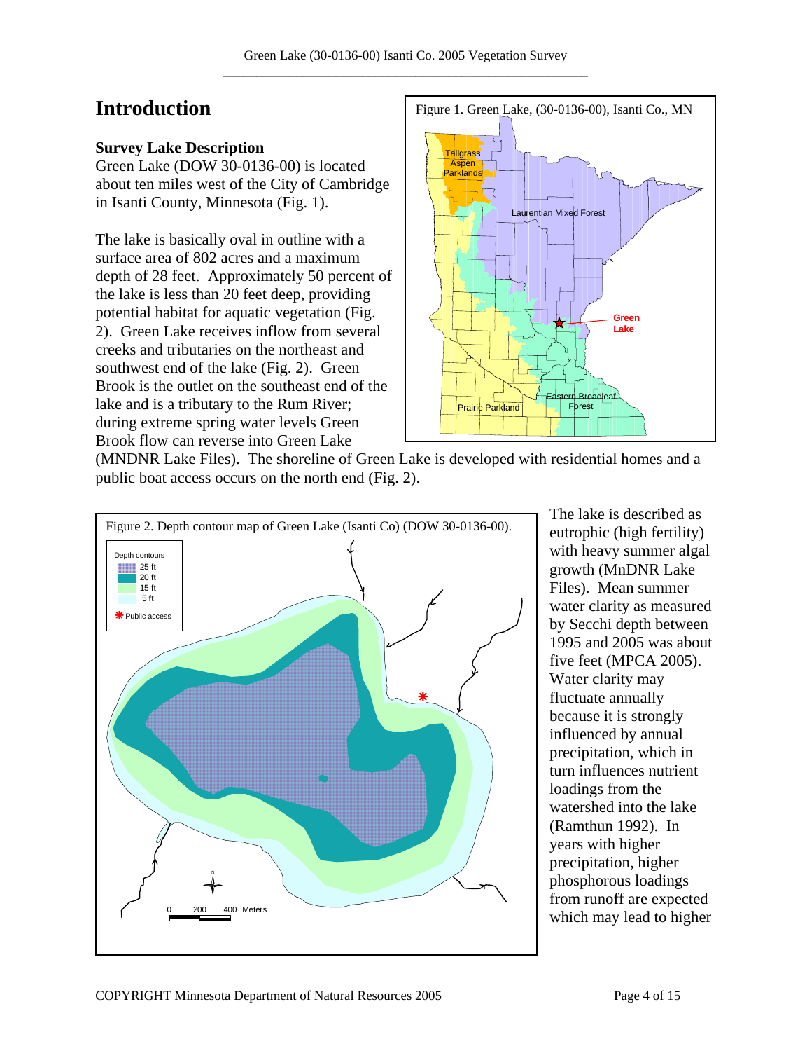# Introduction

### Survey Lake Description

Green Lake (DOW 30-0136-00) is located about ten miles west of the City of Cambridge in Isanti County, Minnesota (Fig. 1).

Figure 1. Green Lake, (30-0136-00), Isanti Co., MN

The lake is basically oval in outline with a surface area of 802 acres and a maximum depth of 28 feet. Approximately 50 percent of the lake is less than 20 feet deep, providing potential habitat for aquatic vegetation (Fig. 2). Green Lake receives inflow from several creeks and tributaries on the northeast and southwest end of the lake (Fig. 2). Green Brook is the outlet on the southeast end of the lake and is a tributary to the Rum River; during extreme spring water levels Green Brook flow can reverse into Green Lake (MNDNR Lake Files). The shoreline of Green Lake is developed with residential homes and a public boat access occurs on the north end (Fig. 2).

Figure 2. Depth contour map of Green Lake (Isanti Co) (DOW 30-0136-00).

The lake is described as eutrophic (high fertility) with heavy summer algal growth (MnDNR Lake Files). Mean summer water clarity as measured by Secchi depth between 1995 and 2005 was about five feet (MPCA 2005). Water clarity may fluctuate annually because it is strongly influenced by annual precipitation, which in turn influences nutrient loadings from the watershed into the lake (Ramthun 1992). In years with higher precipitation, higher phosphorous loadings from runoff are expected which may lead to higher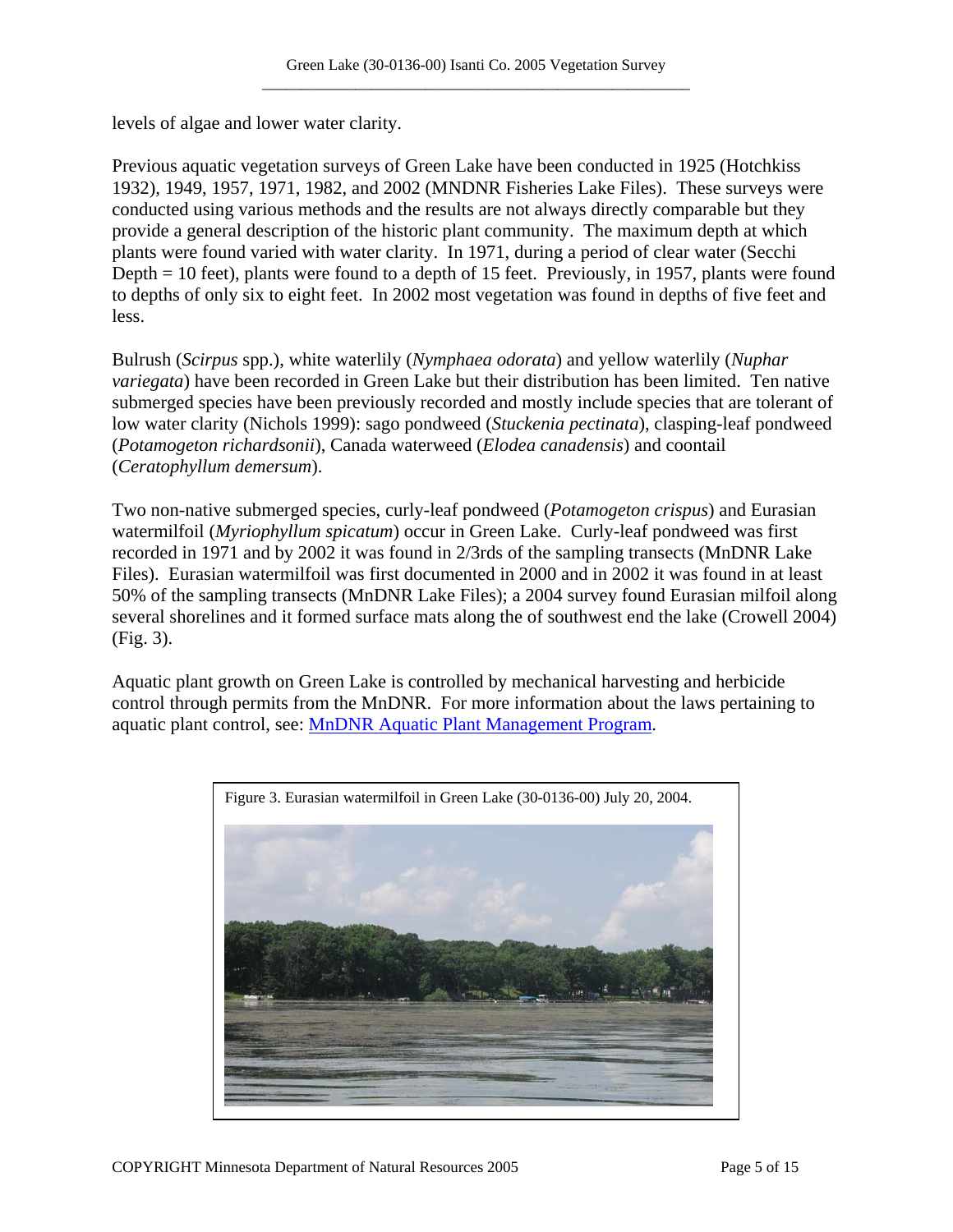levels of algae and lower water clarity.

Previous aquatic vegetation surveys of Green Lake have been conducted in 1925 (Hotchkiss 1932), 1949, 1957, 1971, 1982, and 2002 (MNDNR Fisheries Lake Files). These surveys were conducted using various methods and the results are not always directly comparable but they provide a general description of the historic plant community. The maximum depth at which plants were found varied with water clarity. In 1971, during a period of clear water (Secchi Depth = 10 feet), plants were found to a depth of 15 feet. Previously, in 1957, plants were found to depths of only six to eight feet. In 2002 most vegetation was found in depths of five feet and less.

Bulrush (*Scirpus* spp.), white waterlily (*Nymphaea odorata*) and yellow waterlily (*Nuphar variegata*) have been recorded in Green Lake but their distribution has been limited. Ten native submerged species have been previously recorded and mostly include species that are tolerant of low water clarity (Nichols 1999): sago pondweed (*Stuckenia pectinata*), clasping-leaf pondweed (*Potamogeton richardsonii*), Canada waterweed (*Elodea canadensis*) and coontail (*Ceratophyllum demersum*).

Two non-native submerged species, curly-leaf pondweed (*Potamogeton crispus*) and Eurasian watermilfoil (*Myriophyllum spicatum*) occur in Green Lake. Curly-leaf pondweed was first recorded in 1971 and by 2002 it was found in 2/3rds of the sampling transects (MnDNR Lake Files). Eurasian watermilfoil was first documented in 2000 and in 2002 it was found in at least 50% of the sampling transects (MnDNR Lake Files); a 2004 survey found Eurasian milfoil along several shorelines and it formed surface mats along the of southwest end the lake (Crowell 2004) (Fig. 3).

Aquatic plant growth on Green Lake is controlled by mechanical harvesting and herbicide control through permits from the MnDNR. For more information about the laws pertaining to aquatic plant control, see: MnDNR Aquatic Plant Management Program.

Figure 3. Eurasian watermilfoil in Green Lake (30-0136-00) July 20, 2004.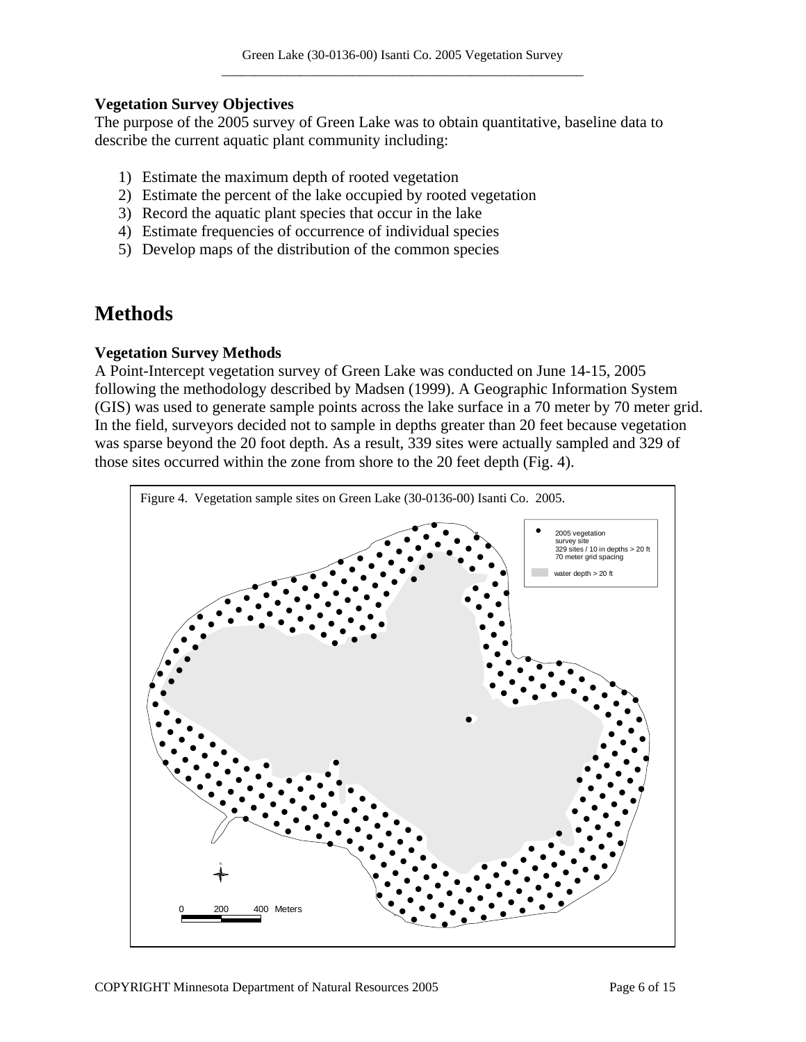### Vegetation Survey Objectives

The purpose of the 2005 survey of Green Lake was to obtain quantitative, baseline data to describe the current aquatic plant community including:

1) Estimate the maximum depth of rooted vegetation
2) Estimate the percent of the lake occupied by rooted vegetation
3) Record the aquatic plant species that occur in the lake
4) Estimate frequencies of occurrence of individual species
5) Develop maps of the distribution of the common species

# Methods

### Vegetation Survey Methods

A Point-Intercept vegetation survey of Green Lake was conducted on June 14-15, 2005 following the methodology described by Madsen (1999). A Geographic Information System (GIS) was used to generate sample points across the lake surface in a 70 meter by 70 meter grid. In the field, surveyors decided not to sample in depths greater than 20 feet because vegetation was sparse beyond the 20 foot depth. As a result, 339 sites were actually sampled and 329 of those sites occurred within the zone from shore to the 20 feet depth (Fig. 4).

Figure 4. Vegetation sample sites on Green Lake (30-0136-00) Isanti Co. 2005.

- 2005 vegetation survey site: 329 sites / 10 in depths > 20 ft, 70 meter grid spacing
- water depth > 20 ft

0 200 400 Meters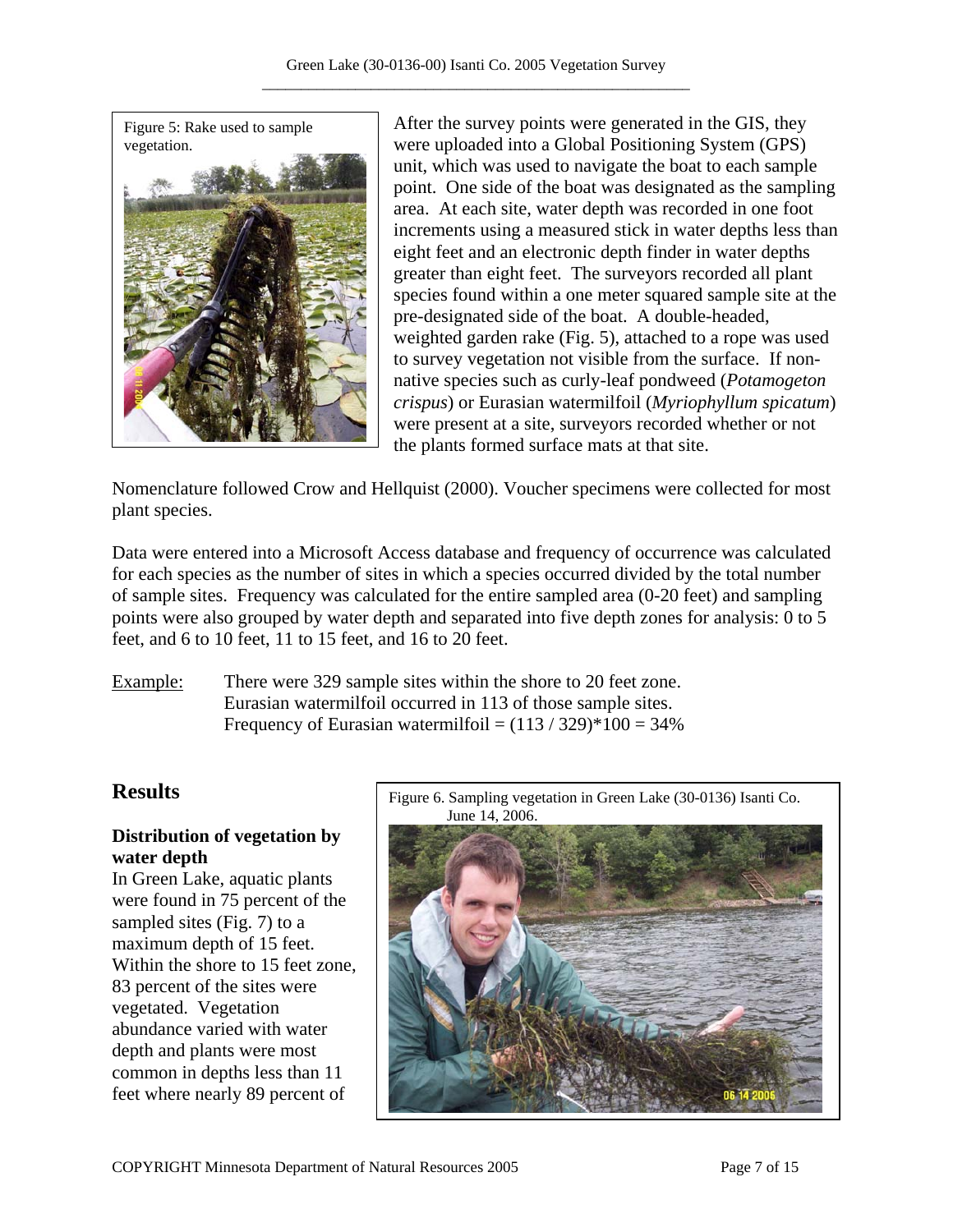Figure 5: Rake used to sample vegetation.

After the survey points were generated in the GIS, they were uploaded into a Global Positioning System (GPS) unit, which was used to navigate the boat to each sample point. One side of the boat was designated as the sampling area. At each site, water depth was recorded in one foot increments using a measured stick in water depths less than eight feet and an electronic depth finder in water depths greater than eight feet. The surveyors recorded all plant species found within a one meter squared sample site at the pre-designated side of the boat. A double-headed, weighted garden rake (Fig. 5), attached to a rope was used to survey vegetation not visible from the surface. If non-native species such as curly-leaf pondweed (*Potamogeton crispus*) or Eurasian watermilfoil (*Myriophyllum spicatum*) were present at a site, surveyors recorded whether or not the plants formed surface mats at that site.

Nomenclature followed Crow and Hellquist (2000). Voucher specimens were collected for most plant species.

Data were entered into a Microsoft Access database and frequency of occurrence was calculated for each species as the number of sites in which a species occurred divided by the total number of sample sites. Frequency was calculated for the entire sampled area (0-20 feet) and sampling points were also grouped by water depth and separated into five depth zones for analysis: 0 to 5 feet, and 6 to 10 feet, 11 to 15 feet, and 16 to 20 feet.

<u>Example:</u> There were 329 sample sites within the shore to 20 feet zone.
Eurasian watermilfoil occurred in 113 of those sample sites.
Frequency of Eurasian watermilfoil = $(113 / 329)*100 = 34\%$

## Results

### Distribution of vegetation by water depth

In Green Lake, aquatic plants were found in 75 percent of the sampled sites (Fig. 7) to a maximum depth of 15 feet. Within the shore to 15 feet zone, 83 percent of the sites were vegetated. Vegetation abundance varied with water depth and plants were most common in depths less than 11 feet where nearly 89 percent of

Figure 6. Sampling vegetation in Green Lake (30-0136) Isanti Co. June 14, 2006.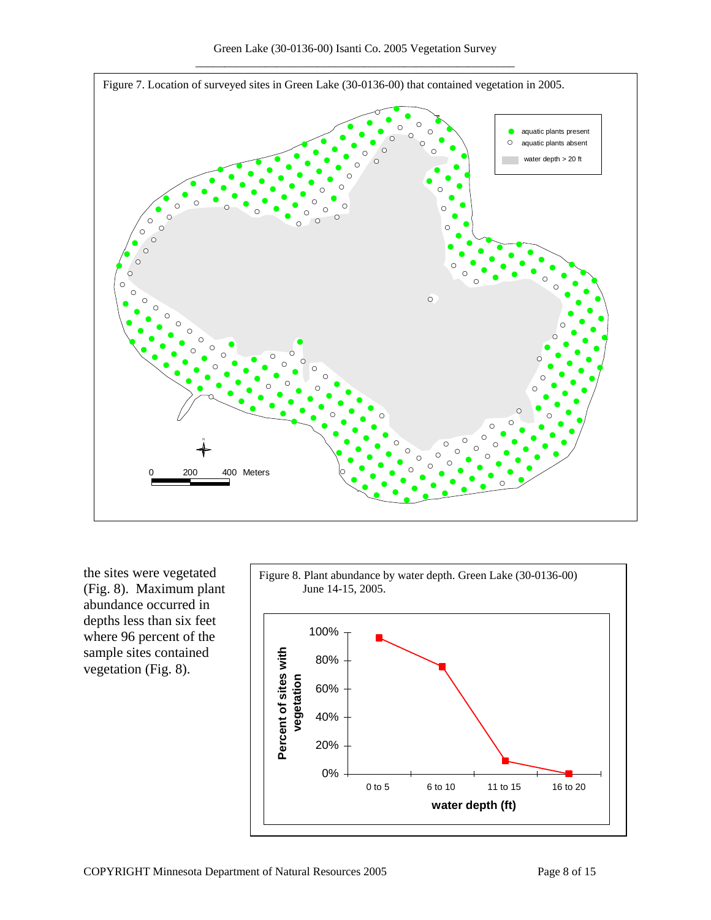Figure 7. Location of surveyed sites in Green Lake (30-0136-00) that contained vegetation in 2005.

the sites were vegetated (Fig. 8). Maximum plant abundance occurred in depths less than six feet where 96 percent of the sample sites contained vegetation (Fig. 8).

Figure 8. Plant abundance by water depth. Green Lake (30-0136-00) June 14-15, 2005.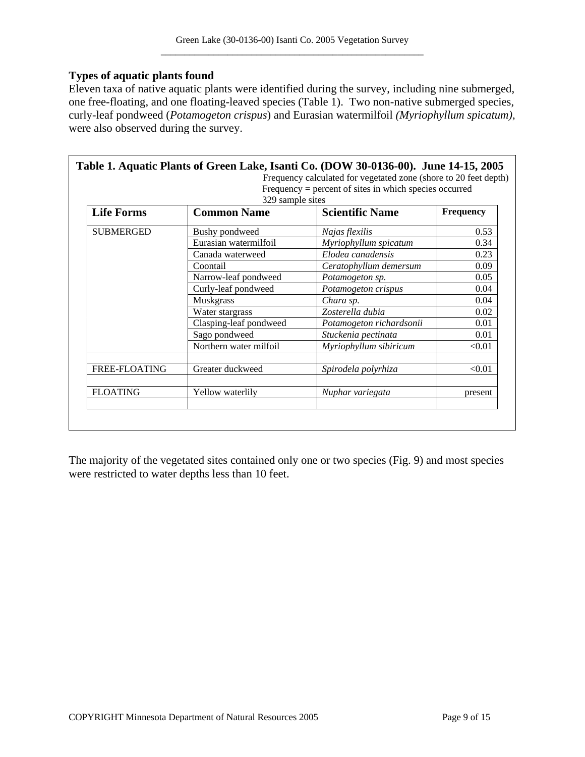### Types of aquatic plants found

Eleven taxa of native aquatic plants were identified during the survey, including nine submerged, one free-floating, and one floating-leaved species (Table 1). Two non-native submerged species, curly-leaf pondweed (*Potamogeton crispus*) and Eurasian watermilfoil *(Myriophyllum spicatum)*, were also observed during the survey.

**Table 1. Aquatic Plants of Green Lake, Isanti Co. (DOW 30-0136-00). June 14-15, 2005**

Frequency calculated for vegetated zone (shore to 20 feet depth)
Frequency = percent of sites in which species occurred
329 sample sites

| Life Forms | Common Name | Scientific Name | Frequency |
|---|---|---|---|
| SUBMERGED | Bushy pondweed | *Najas flexilis* | 0.53 |
| | Eurasian watermilfoil | *Myriophyllum spicatum* | 0.34 |
| | Canada waterweed | *Elodea canadensis* | 0.23 |
| | Coontail | *Ceratophyllum demersum* | 0.09 |
| | Narrow-leaf pondweed | *Potamogeton sp.* | 0.05 |
| | Curly-leaf pondweed | *Potamogeton crispus* | 0.04 |
| | Muskgrass | *Chara sp.* | 0.04 |
| | Water stargrass | *Zosterella dubia* | 0.02 |
| | Clasping-leaf pondweed | *Potamogeton richardsonii* | 0.01 |
| | Sago pondweed | *Stuckenia pectinata* | 0.01 |
| | Northern water milfoil | *Myriophyllum sibiricum* | <0.01 |
| | | | |
| FREE-FLOATING | Greater duckweed | *Spirodela polyrhiza* | <0.01 |
| | | | |
| FLOATING | Yellow waterlily | *Nuphar variegata* | present |
| | | | |

The majority of the vegetated sites contained only one or two species (Fig. 9) and most species were restricted to water depths less than 10 feet.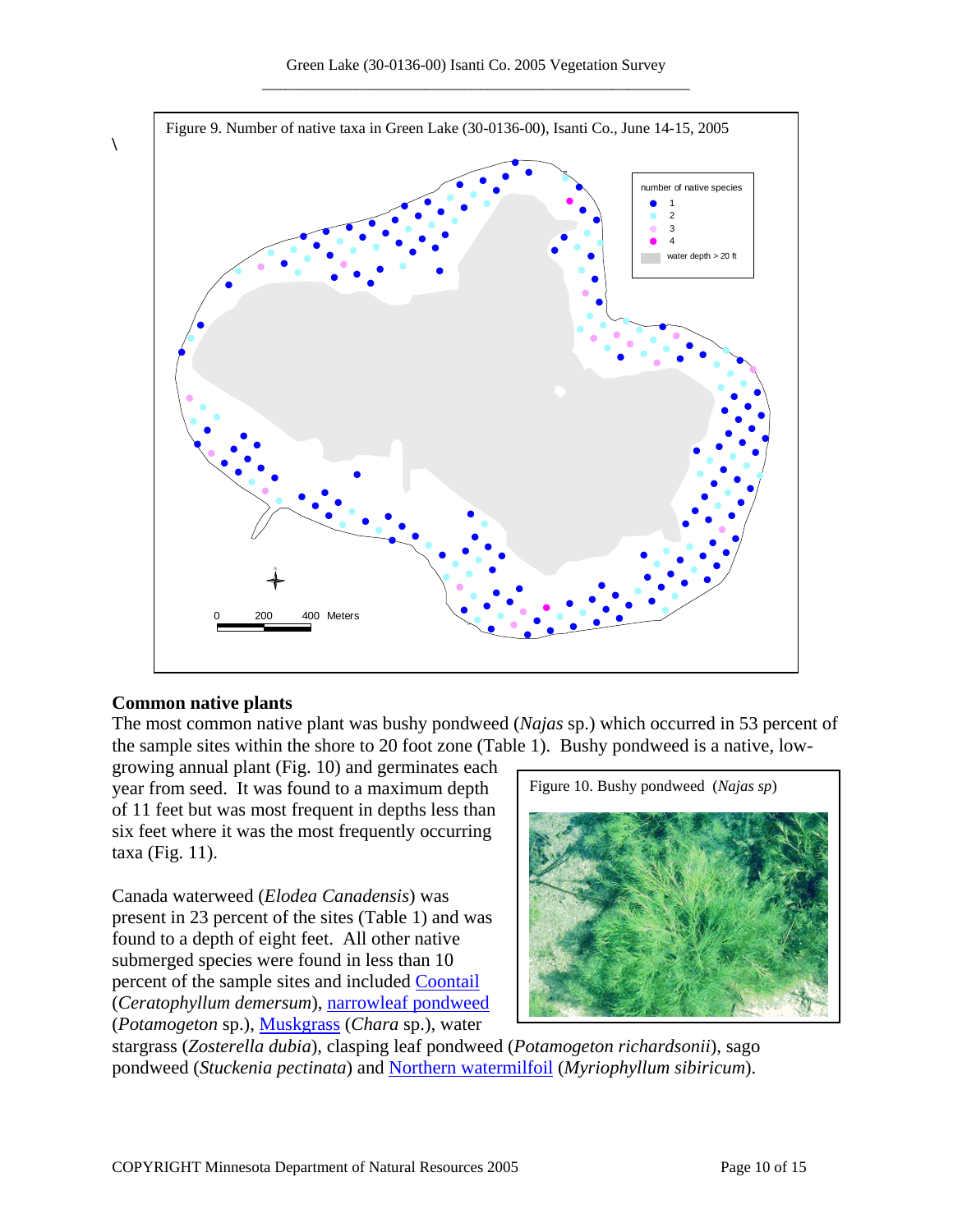\

Figure 9. Number of native taxa in Green Lake (30-0136-00), Isanti Co., June 14-15, 2005

number of native species
- 1
- 2
- 3
- 4
- water depth > 20 ft

0 200 400 Meters

## Common native plants

The most common native plant was bushy pondweed (*Najas* sp.) which occurred in 53 percent of the sample sites within the shore to 20 foot zone (Table 1). Bushy pondweed is a native, low-growing annual plant (Fig. 10) and germinates each year from seed. It was found to a maximum depth of 11 feet but was most frequent in depths less than six feet where it was the most frequently occurring taxa (Fig. 11).

Figure 10. Bushy pondweed (*Najas sp*)

Canada waterweed (*Elodea Canadensis*) was present in 23 percent of the sites (Table 1) and was found to a depth of eight feet. All other native submerged species were found in less than 10 percent of the sample sites and included Coontail (*Ceratophyllum demersum*), narrowleaf pondweed (*Potamogeton* sp.), Muskgrass (*Chara* sp.), water stargrass (*Zosterella dubia*), clasping leaf pondweed (*Potamogeton richardsonii*), sago pondweed (*Stuckenia pectinata*) and Northern watermilfoil (*Myriophyllum sibiricum*).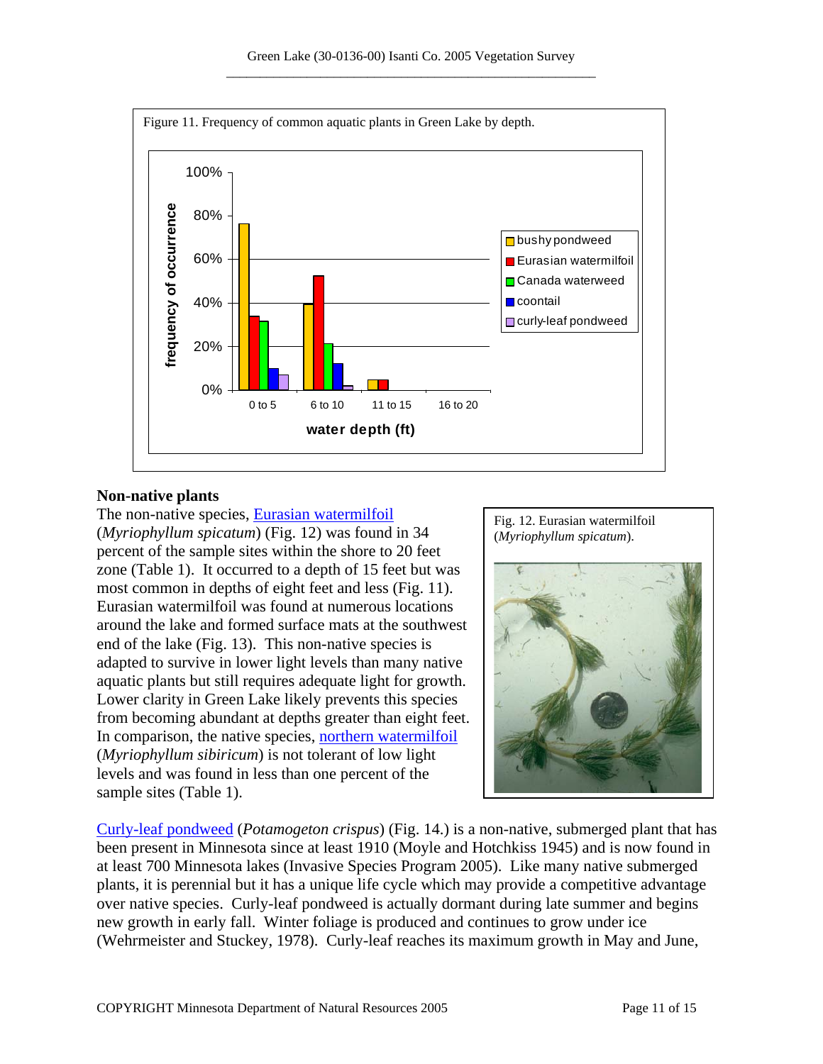Figure 11. Frequency of common aquatic plants in Green Lake by depth.

Fig. 12. Eurasian watermilfoil (*Myriophyllum spicatum*).

## Non-native plants

The non-native species, Eurasian watermilfoil (*Myriophyllum spicatum*) (Fig. 12) was found in 34 percent of the sample sites within the shore to 20 feet zone (Table 1). It occurred to a depth of 15 feet but was most common in depths of eight feet and less (Fig. 11). Eurasian watermilfoil was found at numerous locations around the lake and formed surface mats at the southwest end of the lake (Fig. 13). This non-native species is adapted to survive in lower light levels than many native aquatic plants but still requires adequate light for growth. Lower clarity in Green Lake likely prevents this species from becoming abundant at depths greater than eight feet. In comparison, the native species, northern watermilfoil (*Myriophyllum sibiricum*) is not tolerant of low light levels and was found in less than one percent of the sample sites (Table 1).

Curly-leaf pondweed (*Potamogeton crispus*) (Fig. 14.) is a non-native, submerged plant that has been present in Minnesota since at least 1910 (Moyle and Hotchkiss 1945) and is now found in at least 700 Minnesota lakes (Invasive Species Program 2005). Like many native submerged plants, it is perennial but it has a unique life cycle which may provide a competitive advantage over native species. Curly-leaf pondweed is actually dormant during late summer and begins new growth in early fall. Winter foliage is produced and continues to grow under ice (Wehrmeister and Stuckey, 1978). Curly-leaf reaches its maximum growth in May and June,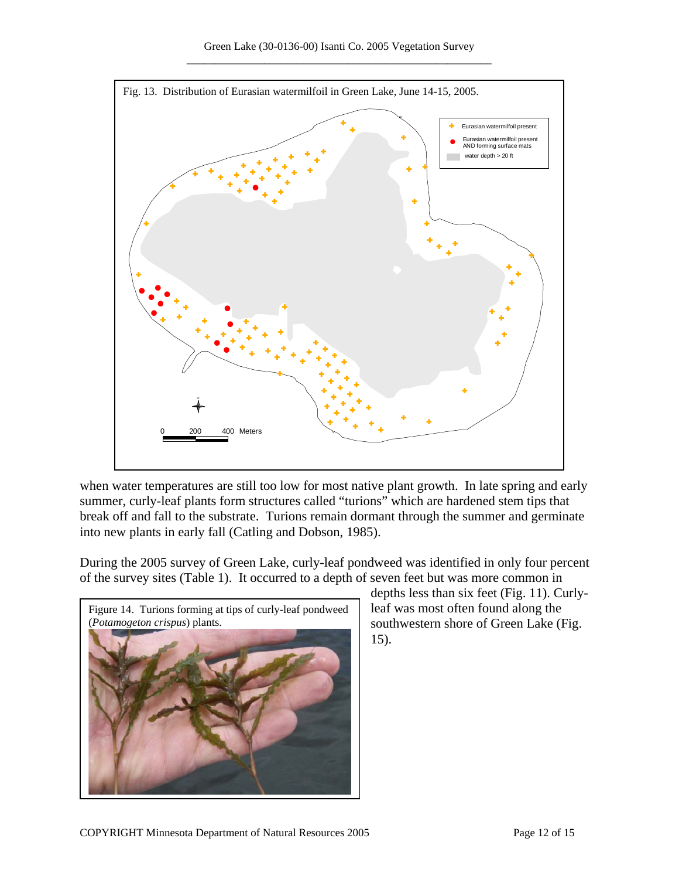Fig. 13. Distribution of Eurasian watermilfoil in Green Lake, June 14-15, 2005.

Eurasian watermilfoil present

Eurasian watermilfoil present AND forming surface mats

water depth > 20 ft

0 200 400 Meters

when water temperatures are still too low for most native plant growth. In late spring and early summer, curly-leaf plants form structures called "turions" which are hardened stem tips that break off and fall to the substrate. Turions remain dormant through the summer and germinate into new plants in early fall (Catling and Dobson, 1985).

During the 2005 survey of Green Lake, curly-leaf pondweed was identified in only four percent of the survey sites (Table 1). It occurred to a depth of seven feet but was more common in depths less than six feet (Fig. 11). Curly-leaf was most often found along the southwestern shore of Green Lake (Fig. 15).

Figure 14. Turions forming at tips of curly-leaf pondweed (*Potamogeton crispus*) plants.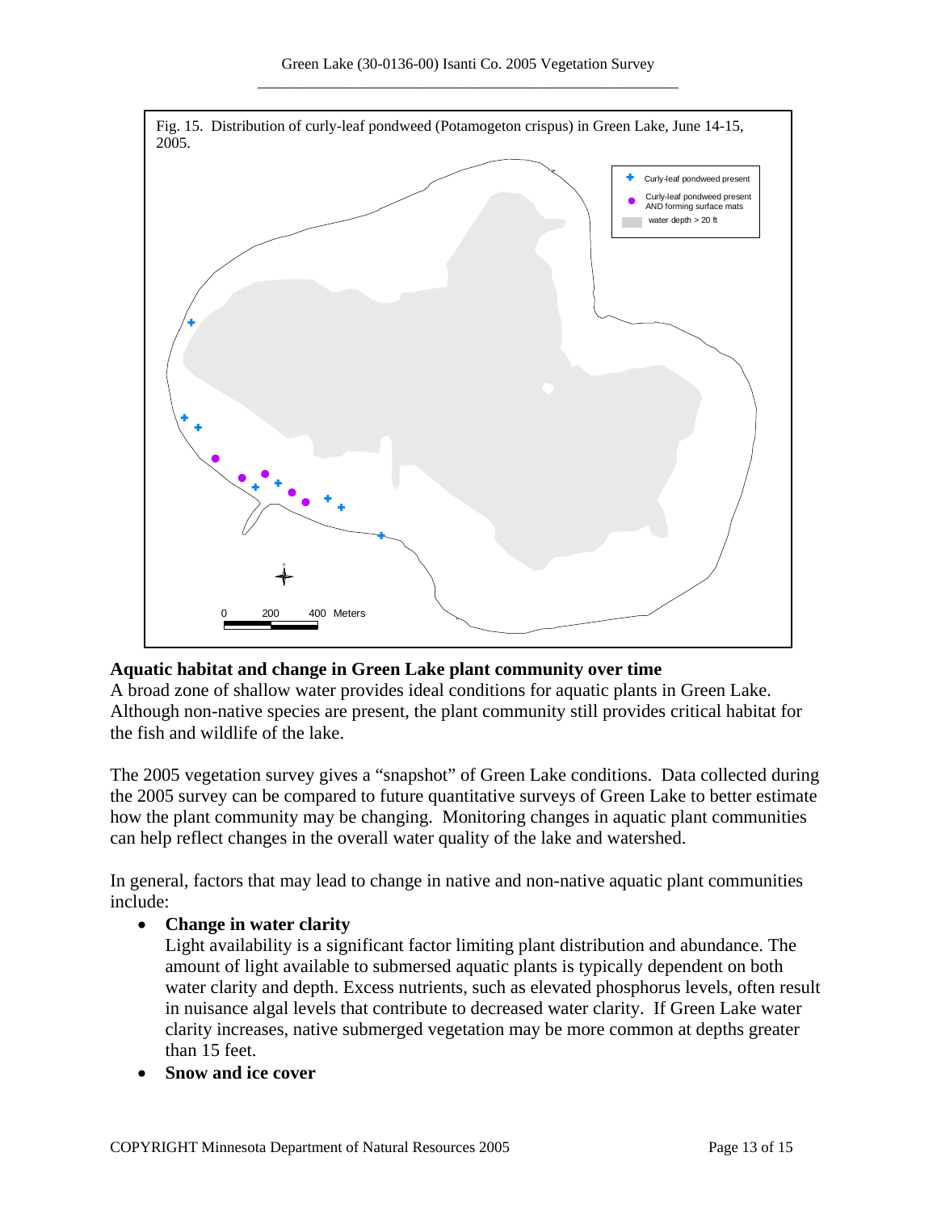Fig. 15. Distribution of curly-leaf pondweed (Potamogeton crispus) in Green Lake, June 14-15, 2005.

## Aquatic habitat and change in Green Lake plant community over time

A broad zone of shallow water provides ideal conditions for aquatic plants in Green Lake. Although non-native species are present, the plant community still provides critical habitat for the fish and wildlife of the lake.

The 2005 vegetation survey gives a "snapshot" of Green Lake conditions. Data collected during the 2005 survey can be compared to future quantitative surveys of Green Lake to better estimate how the plant community may be changing. Monitoring changes in aquatic plant communities can help reflect changes in the overall water quality of the lake and watershed.

In general, factors that may lead to change in native and non-native aquatic plant communities include:

- **Change in water clarity**
  Light availability is a significant factor limiting plant distribution and abundance. The amount of light available to submersed aquatic plants is typically dependent on both water clarity and depth. Excess nutrients, such as elevated phosphorus levels, often result in nuisance algal levels that contribute to decreased water clarity. If Green Lake water clarity increases, native submerged vegetation may be more common at depths greater than 15 feet.
- **Snow and ice cover**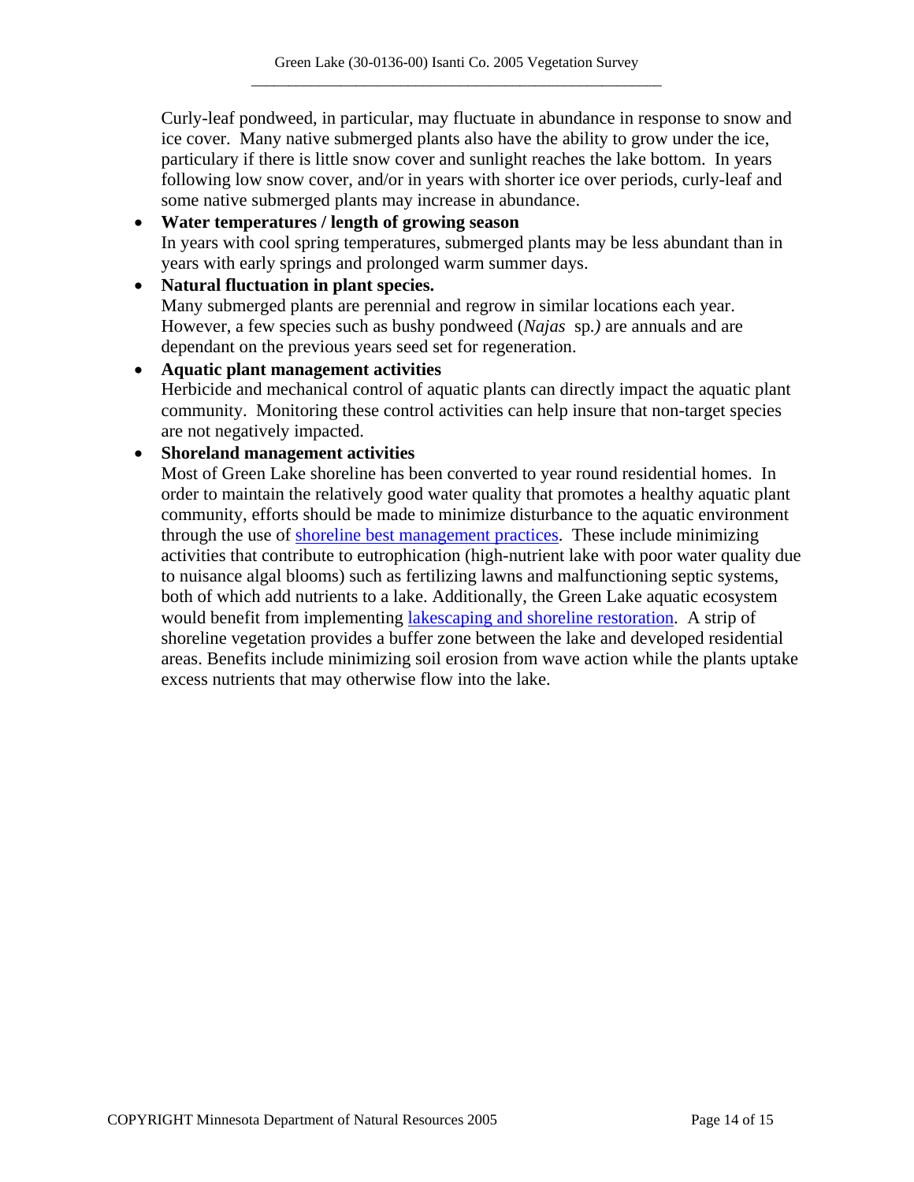Curly-leaf pondweed, in particular, may fluctuate in abundance in response to snow and ice cover. Many native submerged plants also have the ability to grow under the ice, particulary if there is little snow cover and sunlight reaches the lake bottom. In years following low snow cover, and/or in years with shorter ice over periods, curly-leaf and some native submerged plants may increase in abundance.

- **Water temperatures / length of growing season**
  In years with cool spring temperatures, submerged plants may be less abundant than in years with early springs and prolonged warm summer days.
- **Natural fluctuation in plant species.**
  Many submerged plants are perennial and regrow in similar locations each year. However, a few species such as bushy pondweed (*Najas* sp.*)* are annuals and are dependant on the previous years seed set for regeneration.
- **Aquatic plant management activities**
  Herbicide and mechanical control of aquatic plants can directly impact the aquatic plant community. Monitoring these control activities can help insure that non-target species are not negatively impacted.
- **Shoreland management activities**
  Most of Green Lake shoreline has been converted to year round residential homes. In order to maintain the relatively good water quality that promotes a healthy aquatic plant community, efforts should be made to minimize disturbance to the aquatic environment through the use of shoreline best management practices. These include minimizing activities that contribute to eutrophication (high-nutrient lake with poor water quality due to nuisance algal blooms) such as fertilizing lawns and malfunctioning septic systems, both of which add nutrients to a lake. Additionally, the Green Lake aquatic ecosystem would benefit from implementing lakescaping and shoreline restoration. A strip of shoreline vegetation provides a buffer zone between the lake and developed residential areas. Benefits include minimizing soil erosion from wave action while the plants uptake excess nutrients that may otherwise flow into the lake.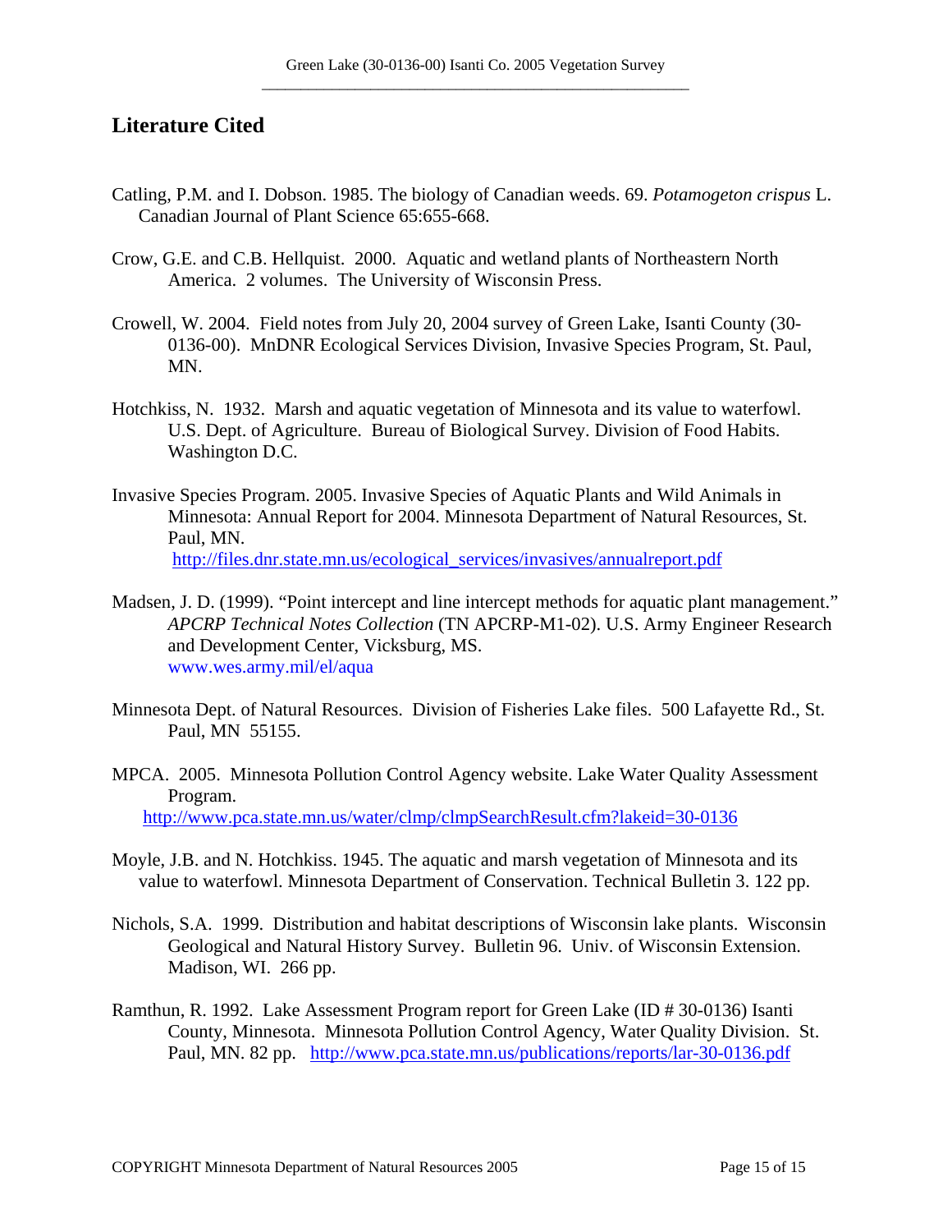## Literature Cited

Catling, P.M. and I. Dobson. 1985. The biology of Canadian weeds. 69. *Potamogeton crispus* L. Canadian Journal of Plant Science 65:655-668.

Crow, G.E. and C.B. Hellquist. 2000. Aquatic and wetland plants of Northeastern North America. 2 volumes. The University of Wisconsin Press.

Crowell, W. 2004. Field notes from July 20, 2004 survey of Green Lake, Isanti County (30-0136-00). MnDNR Ecological Services Division, Invasive Species Program, St. Paul, MN.

Hotchkiss, N. 1932. Marsh and aquatic vegetation of Minnesota and its value to waterfowl. U.S. Dept. of Agriculture. Bureau of Biological Survey. Division of Food Habits. Washington D.C.

Invasive Species Program. 2005. Invasive Species of Aquatic Plants and Wild Animals in Minnesota: Annual Report for 2004. Minnesota Department of Natural Resources, St. Paul, MN.
http://files.dnr.state.mn.us/ecological_services/invasives/annualreport.pdf

Madsen, J. D. (1999). "Point intercept and line intercept methods for aquatic plant management." *APCRP Technical Notes Collection* (TN APCRP-M1-02). U.S. Army Engineer Research and Development Center, Vicksburg, MS.
www.wes.army.mil/el/aqua

Minnesota Dept. of Natural Resources. Division of Fisheries Lake files. 500 Lafayette Rd., St. Paul, MN 55155.

MPCA. 2005. Minnesota Pollution Control Agency website. Lake Water Quality Assessment Program.
http://www.pca.state.mn.us/water/clmp/clmpSearchResult.cfm?lakeid=30-0136

Moyle, J.B. and N. Hotchkiss. 1945. The aquatic and marsh vegetation of Minnesota and its value to waterfowl. Minnesota Department of Conservation. Technical Bulletin 3. 122 pp.

Nichols, S.A. 1999. Distribution and habitat descriptions of Wisconsin lake plants. Wisconsin Geological and Natural History Survey. Bulletin 96. Univ. of Wisconsin Extension. Madison, WI. 266 pp.

Ramthun, R. 1992. Lake Assessment Program report for Green Lake (ID # 30-0136) Isanti County, Minnesota. Minnesota Pollution Control Agency, Water Quality Division. St. Paul, MN. 82 pp. http://www.pca.state.mn.us/publications/reports/lar-30-0136.pdf

COPYRIGHT Minnesota Department of Natural Resources 2005